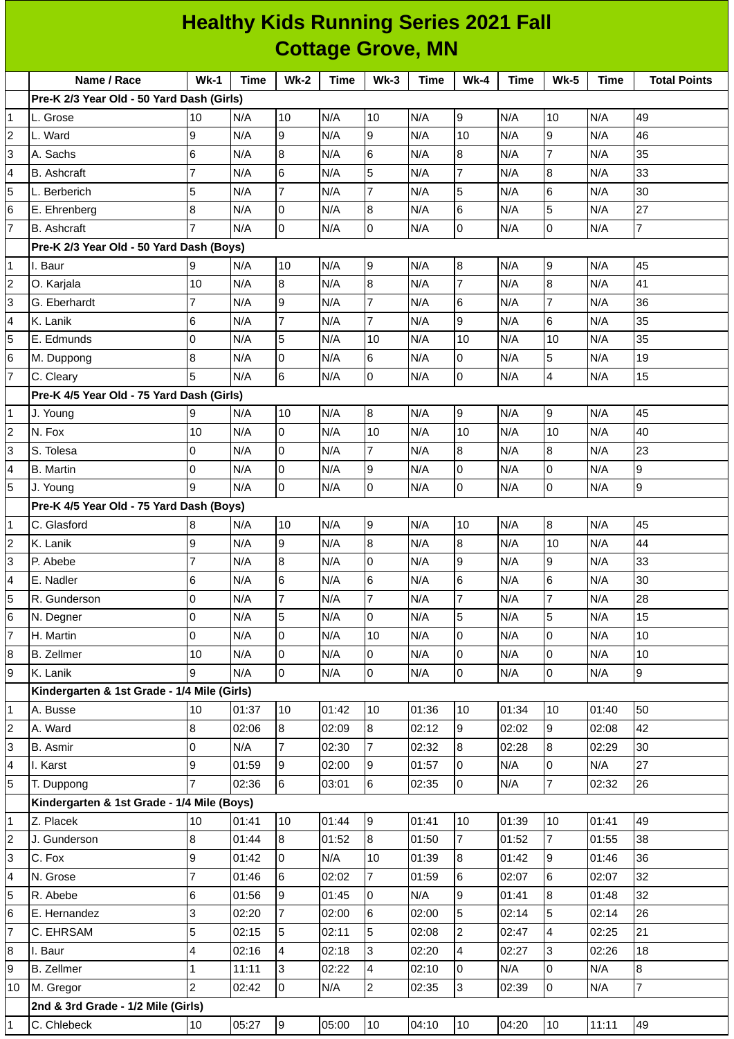# Healthy Kids Running Series 2021 Fall
## Cottage Grove, MN

| | Name / Race | Wk-1 | Time | Wk-2 | Time | Wk-3 | Time | Wk-4 | Time | Wk-5 | Time | Total Points |
|---|---|---|---|---|---|---|---|---|---|---|---|---|
| | **Pre-K 2/3 Year Old - 50 Yard Dash (Girls)** | | | | | | | | | | | |
| 1 | L. Grose | 10 | N/A | 10 | N/A | 10 | N/A | 9 | N/A | 10 | N/A | 49 |
| 2 | L. Ward | 9 | N/A | 9 | N/A | 9 | N/A | 10 | N/A | 9 | N/A | 46 |
| 3 | A. Sachs | 6 | N/A | 8 | N/A | 6 | N/A | 8 | N/A | 7 | N/A | 35 |
| 4 | B. Ashcraft | 7 | N/A | 6 | N/A | 5 | N/A | 7 | N/A | 8 | N/A | 33 |
| 5 | L. Berberich | 5 | N/A | 7 | N/A | 7 | N/A | 5 | N/A | 6 | N/A | 30 |
| 6 | E. Ehrenberg | 8 | N/A | 0 | N/A | 8 | N/A | 6 | N/A | 5 | N/A | 27 |
| 7 | B. Ashcraft | 7 | N/A | 0 | N/A | 0 | N/A | 0 | N/A | 0 | N/A | 7 |
| | **Pre-K 2/3 Year Old - 50 Yard Dash (Boys)** | | | | | | | | | | | |
| 1 | I. Baur | 9 | N/A | 10 | N/A | 9 | N/A | 8 | N/A | 9 | N/A | 45 |
| 2 | O. Karjala | 10 | N/A | 8 | N/A | 8 | N/A | 7 | N/A | 8 | N/A | 41 |
| 3 | G. Eberhardt | 7 | N/A | 9 | N/A | 7 | N/A | 6 | N/A | 7 | N/A | 36 |
| 4 | K. Lanik | 6 | N/A | 7 | N/A | 7 | N/A | 9 | N/A | 6 | N/A | 35 |
| 5 | E. Edmunds | 0 | N/A | 5 | N/A | 10 | N/A | 10 | N/A | 10 | N/A | 35 |
| 6 | M. Duppong | 8 | N/A | 0 | N/A | 6 | N/A | 0 | N/A | 5 | N/A | 19 |
| 7 | C. Cleary | 5 | N/A | 6 | N/A | 0 | N/A | 0 | N/A | 4 | N/A | 15 |
| | **Pre-K 4/5 Year Old - 75 Yard Dash (Girls)** | | | | | | | | | | | |
| 1 | J. Young | 9 | N/A | 10 | N/A | 8 | N/A | 9 | N/A | 9 | N/A | 45 |
| 2 | N. Fox | 10 | N/A | 0 | N/A | 10 | N/A | 10 | N/A | 10 | N/A | 40 |
| 3 | S. Tolesa | 0 | N/A | 0 | N/A | 7 | N/A | 8 | N/A | 8 | N/A | 23 |
| 4 | B. Martin | 0 | N/A | 0 | N/A | 9 | N/A | 0 | N/A | 0 | N/A | 9 |
| 5 | J. Young | 9 | N/A | 0 | N/A | 0 | N/A | 0 | N/A | 0 | N/A | 9 |
| | **Pre-K 4/5 Year Old - 75 Yard Dash (Boys)** | | | | | | | | | | | |
| 1 | C. Glasford | 8 | N/A | 10 | N/A | 9 | N/A | 10 | N/A | 8 | N/A | 45 |
| 2 | K. Lanik | 9 | N/A | 9 | N/A | 8 | N/A | 8 | N/A | 10 | N/A | 44 |
| 3 | P. Abebe | 7 | N/A | 8 | N/A | 0 | N/A | 9 | N/A | 9 | N/A | 33 |
| 4 | E. Nadler | 6 | N/A | 6 | N/A | 6 | N/A | 6 | N/A | 6 | N/A | 30 |
| 5 | R. Gunderson | 0 | N/A | 7 | N/A | 7 | N/A | 7 | N/A | 7 | N/A | 28 |
| 6 | N. Degner | 0 | N/A | 5 | N/A | 0 | N/A | 5 | N/A | 5 | N/A | 15 |
| 7 | H. Martin | 0 | N/A | 0 | N/A | 10 | N/A | 0 | N/A | 0 | N/A | 10 |
| 8 | B. Zellmer | 10 | N/A | 0 | N/A | 0 | N/A | 0 | N/A | 0 | N/A | 10 |
| 9 | K. Lanik | 9 | N/A | 0 | N/A | 0 | N/A | 0 | N/A | 0 | N/A | 9 |
| | **Kindergarten & 1st Grade - 1/4 Mile (Girls)** | | | | | | | | | | | |
| 1 | A. Busse | 10 | 01:37 | 10 | 01:42 | 10 | 01:36 | 10 | 01:34 | 10 | 01:40 | 50 |
| 2 | A. Ward | 8 | 02:06 | 8 | 02:09 | 8 | 02:12 | 9 | 02:02 | 9 | 02:08 | 42 |
| 3 | B. Asmir | 0 | N/A | 7 | 02:30 | 7 | 02:32 | 8 | 02:28 | 8 | 02:29 | 30 |
| 4 | I. Karst | 9 | 01:59 | 9 | 02:00 | 9 | 01:57 | 0 | N/A | 0 | N/A | 27 |
| 5 | T. Duppong | 7 | 02:36 | 6 | 03:01 | 6 | 02:35 | 0 | N/A | 7 | 02:32 | 26 |
| | **Kindergarten & 1st Grade - 1/4 Mile (Boys)** | | | | | | | | | | | |
| 1 | Z. Placek | 10 | 01:41 | 10 | 01:44 | 9 | 01:41 | 10 | 01:39 | 10 | 01:41 | 49 |
| 2 | J. Gunderson | 8 | 01:44 | 8 | 01:52 | 8 | 01:50 | 7 | 01:52 | 7 | 01:55 | 38 |
| 3 | C. Fox | 9 | 01:42 | 0 | N/A | 10 | 01:39 | 8 | 01:42 | 9 | 01:46 | 36 |
| 4 | N. Grose | 7 | 01:46 | 6 | 02:02 | 7 | 01:59 | 6 | 02:07 | 6 | 02:07 | 32 |
| 5 | R. Abebe | 6 | 01:56 | 9 | 01:45 | 0 | N/A | 9 | 01:41 | 8 | 01:48 | 32 |
| 6 | E. Hernandez | 3 | 02:20 | 7 | 02:00 | 6 | 02:00 | 5 | 02:14 | 5 | 02:14 | 26 |
| 7 | C. EHRSAM | 5 | 02:15 | 5 | 02:11 | 5 | 02:08 | 2 | 02:47 | 4 | 02:25 | 21 |
| 8 | I. Baur | 4 | 02:16 | 4 | 02:18 | 3 | 02:20 | 4 | 02:27 | 3 | 02:26 | 18 |
| 9 | B. Zellmer | 1 | 11:11 | 3 | 02:22 | 4 | 02:10 | 0 | N/A | 0 | N/A | 8 |
| 10 | M. Gregor | 2 | 02:42 | 0 | N/A | 2 | 02:35 | 3 | 02:39 | 0 | N/A | 7 |
| | **2nd & 3rd Grade - 1/2 Mile (Girls)** | | | | | | | | | | | |
| 1 | C. Chlebeck | 10 | 05:27 | 9 | 05:00 | 10 | 04:10 | 10 | 04:20 | 10 | 11:11 | 49 |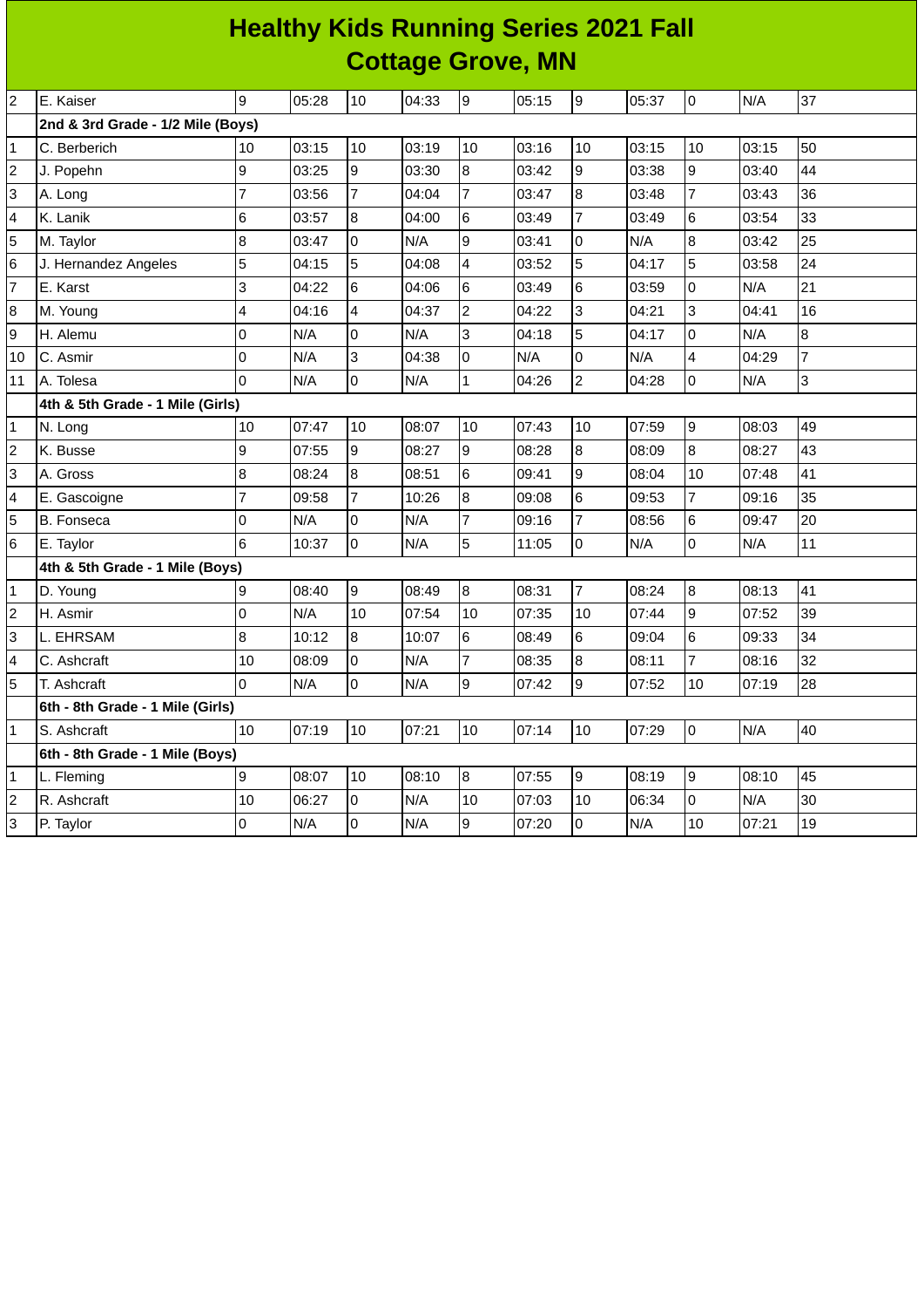# Healthy Kids Running Series 2021 Fall
## Cottage Grove, MN

| | | | | | | | | | | | | |
|---|---|---|---|---|---|---|---|---|---|---|---|---|
| 2 | E. Kaiser | 9 | 05:28 | 10 | 04:33 | 9 | 05:15 | 9 | 05:37 | 0 | N/A | 37 |
| | **2nd & 3rd Grade - 1/2 Mile (Boys)** | | | | | | | | | | | |
| 1 | C. Berberich | 10 | 03:15 | 10 | 03:19 | 10 | 03:16 | 10 | 03:15 | 10 | 03:15 | 50 |
| 2 | J. Popehn | 9 | 03:25 | 9 | 03:30 | 8 | 03:42 | 9 | 03:38 | 9 | 03:40 | 44 |
| 3 | A. Long | 7 | 03:56 | 7 | 04:04 | 7 | 03:47 | 8 | 03:48 | 7 | 03:43 | 36 |
| 4 | K. Lanik | 6 | 03:57 | 8 | 04:00 | 6 | 03:49 | 7 | 03:49 | 6 | 03:54 | 33 |
| 5 | M. Taylor | 8 | 03:47 | 0 | N/A | 9 | 03:41 | 0 | N/A | 8 | 03:42 | 25 |
| 6 | J. Hernandez Angeles | 5 | 04:15 | 5 | 04:08 | 4 | 03:52 | 5 | 04:17 | 5 | 03:58 | 24 |
| 7 | E. Karst | 3 | 04:22 | 6 | 04:06 | 6 | 03:49 | 6 | 03:59 | 0 | N/A | 21 |
| 8 | M. Young | 4 | 04:16 | 4 | 04:37 | 2 | 04:22 | 3 | 04:21 | 3 | 04:41 | 16 |
| 9 | H. Alemu | 0 | N/A | 0 | N/A | 3 | 04:18 | 5 | 04:17 | 0 | N/A | 8 |
| 10 | C. Asmir | 0 | N/A | 3 | 04:38 | 0 | N/A | 0 | N/A | 4 | 04:29 | 7 |
| 11 | A. Tolesa | 0 | N/A | 0 | N/A | 1 | 04:26 | 2 | 04:28 | 0 | N/A | 3 |
| | **4th & 5th Grade - 1 Mile (Girls)** | | | | | | | | | | | |
| 1 | N. Long | 10 | 07:47 | 10 | 08:07 | 10 | 07:43 | 10 | 07:59 | 9 | 08:03 | 49 |
| 2 | K. Busse | 9 | 07:55 | 9 | 08:27 | 9 | 08:28 | 8 | 08:09 | 8 | 08:27 | 43 |
| 3 | A. Gross | 8 | 08:24 | 8 | 08:51 | 6 | 09:41 | 9 | 08:04 | 10 | 07:48 | 41 |
| 4 | E. Gascoigne | 7 | 09:58 | 7 | 10:26 | 8 | 09:08 | 6 | 09:53 | 7 | 09:16 | 35 |
| 5 | B. Fonseca | 0 | N/A | 0 | N/A | 7 | 09:16 | 7 | 08:56 | 6 | 09:47 | 20 |
| 6 | E. Taylor | 6 | 10:37 | 0 | N/A | 5 | 11:05 | 0 | N/A | 0 | N/A | 11 |
| | **4th & 5th Grade - 1 Mile (Boys)** | | | | | | | | | | | |
| 1 | D. Young | 9 | 08:40 | 9 | 08:49 | 8 | 08:31 | 7 | 08:24 | 8 | 08:13 | 41 |
| 2 | H. Asmir | 0 | N/A | 10 | 07:54 | 10 | 07:35 | 10 | 07:44 | 9 | 07:52 | 39 |
| 3 | L. EHRSAM | 8 | 10:12 | 8 | 10:07 | 6 | 08:49 | 6 | 09:04 | 6 | 09:33 | 34 |
| 4 | C. Ashcraft | 10 | 08:09 | 0 | N/A | 7 | 08:35 | 8 | 08:11 | 7 | 08:16 | 32 |
| 5 | T. Ashcraft | 0 | N/A | 0 | N/A | 9 | 07:42 | 9 | 07:52 | 10 | 07:19 | 28 |
| | **6th - 8th Grade - 1 Mile (Girls)** | | | | | | | | | | | |
| 1 | S. Ashcraft | 10 | 07:19 | 10 | 07:21 | 10 | 07:14 | 10 | 07:29 | 0 | N/A | 40 |
| | **6th - 8th Grade - 1 Mile (Boys)** | | | | | | | | | | | |
| 1 | L. Fleming | 9 | 08:07 | 10 | 08:10 | 8 | 07:55 | 9 | 08:19 | 9 | 08:10 | 45 |
| 2 | R. Ashcraft | 10 | 06:27 | 0 | N/A | 10 | 07:03 | 10 | 06:34 | 0 | N/A | 30 |
| 3 | P. Taylor | 0 | N/A | 0 | N/A | 9 | 07:20 | 0 | N/A | 10 | 07:21 | 19 |